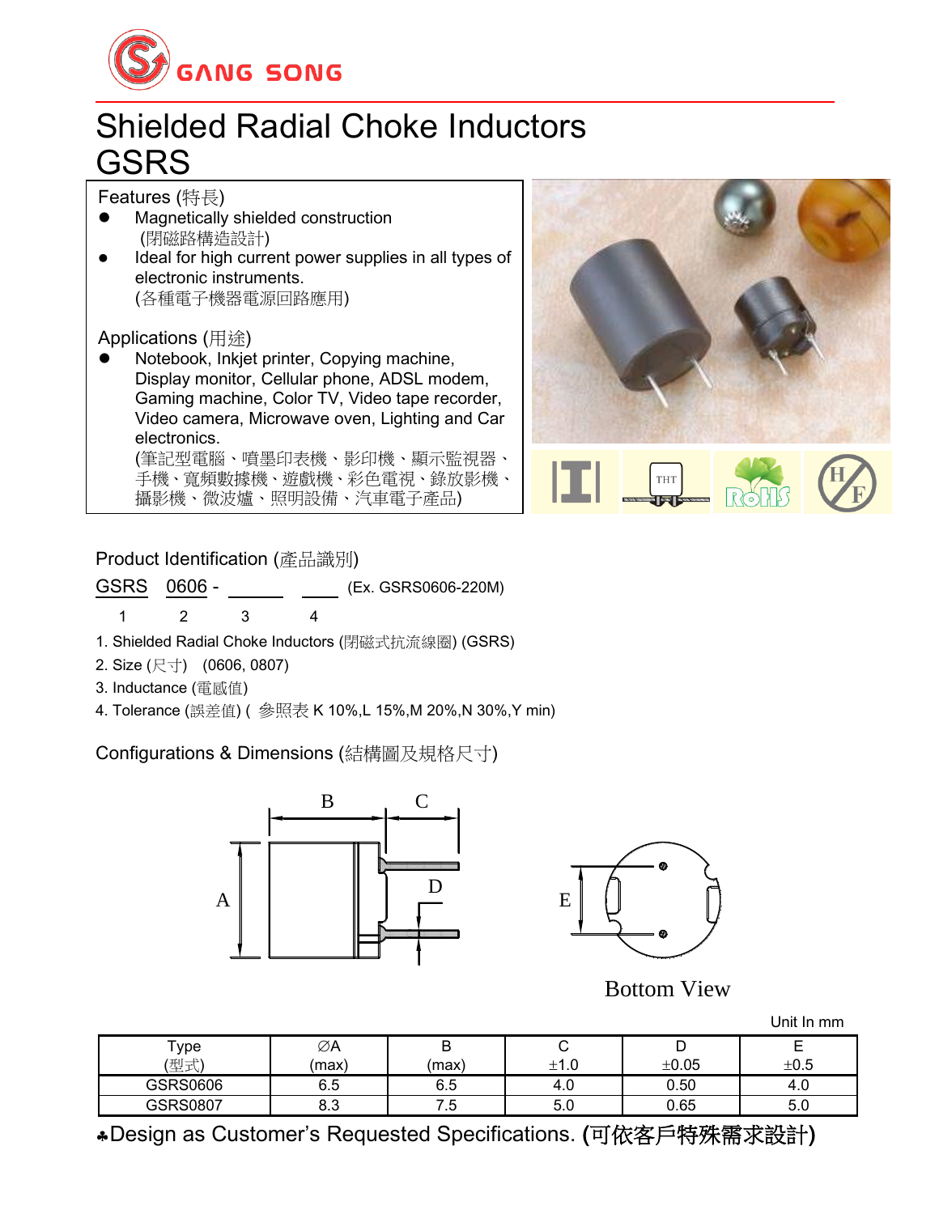GANG SONG

# Shielded Radial Choke Inductors
# GSRS

## Features (特長)

- Magnetically shielded construction
 (閉磁路構造設計)
- Ideal for high current power supplies in all types of electronic instruments.
 (各種電子機器電源回路應用)

## Applications (用途)

- Notebook, Inkjet printer, Copying machine, Display monitor, Cellular phone, ADSL modem, Gaming machine, Color TV, Video tape recorder, Video camera, Microwave oven, Lighting and Car electronics.
 (筆記型電腦、噴墨印表機、影印機、顯示監視器、手機、寬頻數據機、遊戲機、彩色電視、錄放影機、攝影機、微波爐、照明設備、汽車電子產品)

## Product Identification (產品識別)

GSRS 0606 - ______ ____ (Ex. GSRS0606-220M)

1 2 3 4

1. Shielded Radial Choke Inductors (閉磁式抗流線圈) (GSRS)
2. Size (尺寸) (0606, 0807)
3. Inductance (電感值)
4. Tolerance (誤差值) ( 參照表 K 10%,L 15%,M 20%,N 30%,Y min)

## Configurations & Dimensions (結構圖及規格尺寸)

Bottom View

Unit In mm

| Type (型式) | ∅A (max) | B (max) | C ±1.0 | D ±0.05 | E ±0.5 |
|---|---|---|---|---|---|
| GSRS0606 | 6.5 | 6.5 | 4.0 | 0.50 | 4.0 |
| GSRS0807 | 8.3 | 7.5 | 5.0 | 0.65 | 5.0 |

♣Design as Customer's Requested Specifications. (可依客戶特殊需求設計)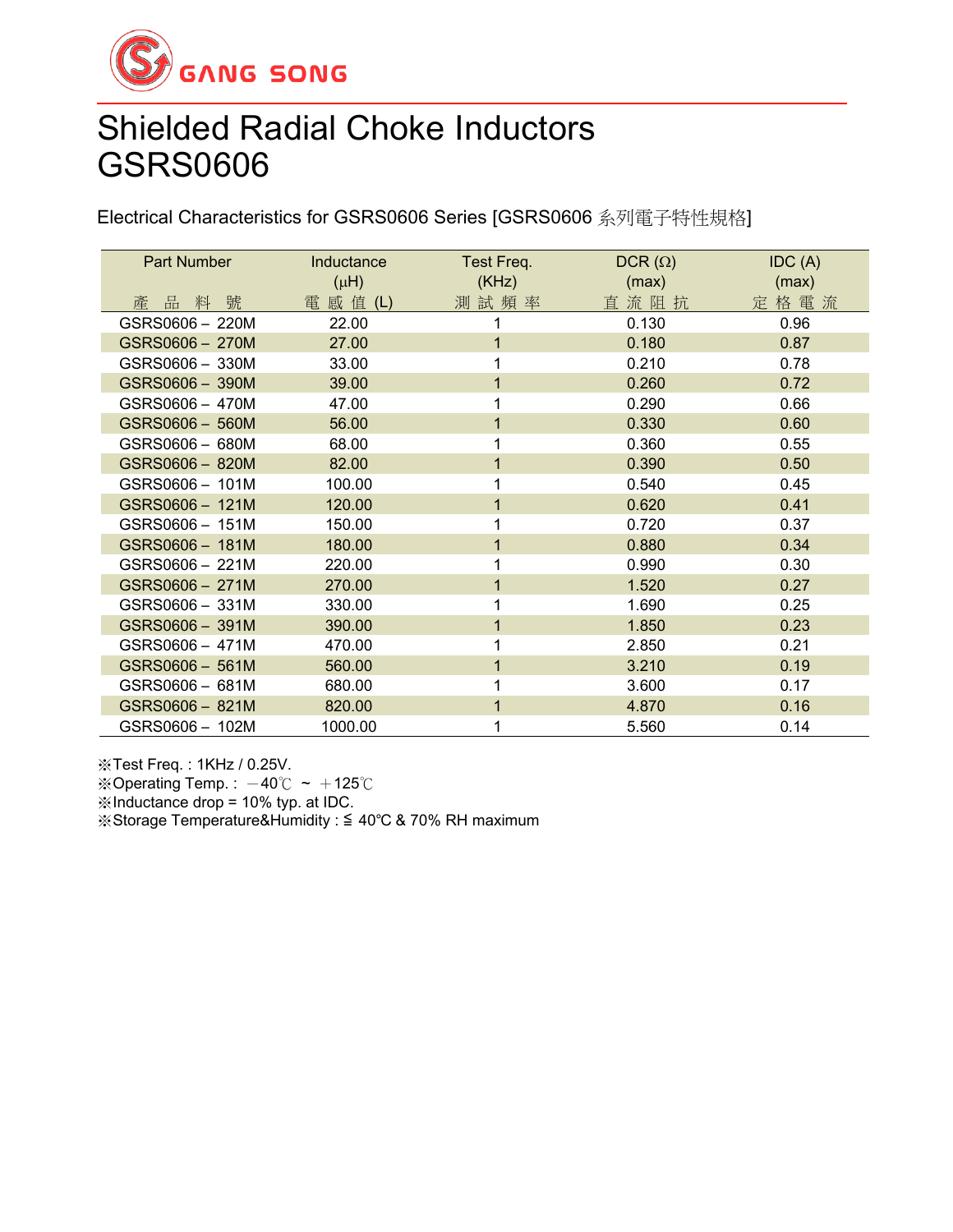GANG SONG

# Shielded Radial Choke Inductors GSRS0606

Electrical Characteristics for GSRS0606 Series [GSRS0606 系列電子特性規格]

| Part Number<br>產 品 料 號 | Inductance<br>(μH)<br>電 感 值 (L) | Test Freq.<br>(KHz)<br>測 試 頻 率 | DCR (Ω)<br>(max)<br>直 流 阻 抗 | IDC (A)<br>(max)<br>定 格 電 流 |
|---|---|---|---|---|
| GSRS0606 – 220M | 22.00 | 1 | 0.130 | 0.96 |
| GSRS0606 – 270M | 27.00 | 1 | 0.180 | 0.87 |
| GSRS0606 – 330M | 33.00 | 1 | 0.210 | 0.78 |
| GSRS0606 – 390M | 39.00 | 1 | 0.260 | 0.72 |
| GSRS0606 – 470M | 47.00 | 1 | 0.290 | 0.66 |
| GSRS0606 – 560M | 56.00 | 1 | 0.330 | 0.60 |
| GSRS0606 – 680M | 68.00 | 1 | 0.360 | 0.55 |
| GSRS0606 – 820M | 82.00 | 1 | 0.390 | 0.50 |
| GSRS0606 – 101M | 100.00 | 1 | 0.540 | 0.45 |
| GSRS0606 – 121M | 120.00 | 1 | 0.620 | 0.41 |
| GSRS0606 – 151M | 150.00 | 1 | 0.720 | 0.37 |
| GSRS0606 – 181M | 180.00 | 1 | 0.880 | 0.34 |
| GSRS0606 – 221M | 220.00 | 1 | 0.990 | 0.30 |
| GSRS0606 – 271M | 270.00 | 1 | 1.520 | 0.27 |
| GSRS0606 – 331M | 330.00 | 1 | 1.690 | 0.25 |
| GSRS0606 – 391M | 390.00 | 1 | 1.850 | 0.23 |
| GSRS0606 – 471M | 470.00 | 1 | 2.850 | 0.21 |
| GSRS0606 – 561M | 560.00 | 1 | 3.210 | 0.19 |
| GSRS0606 – 681M | 680.00 | 1 | 3.600 | 0.17 |
| GSRS0606 – 821M | 820.00 | 1 | 4.870 | 0.16 |
| GSRS0606 – 102M | 1000.00 | 1 | 5.560 | 0.14 |

※Test Freq. : 1KHz / 0.25V.
※Operating Temp. : －40℃ ~ ＋125℃
※Inductance drop = 10% typ. at IDC.
※Storage Temperature&Humidity : ≦ 40℃ & 70% RH maximum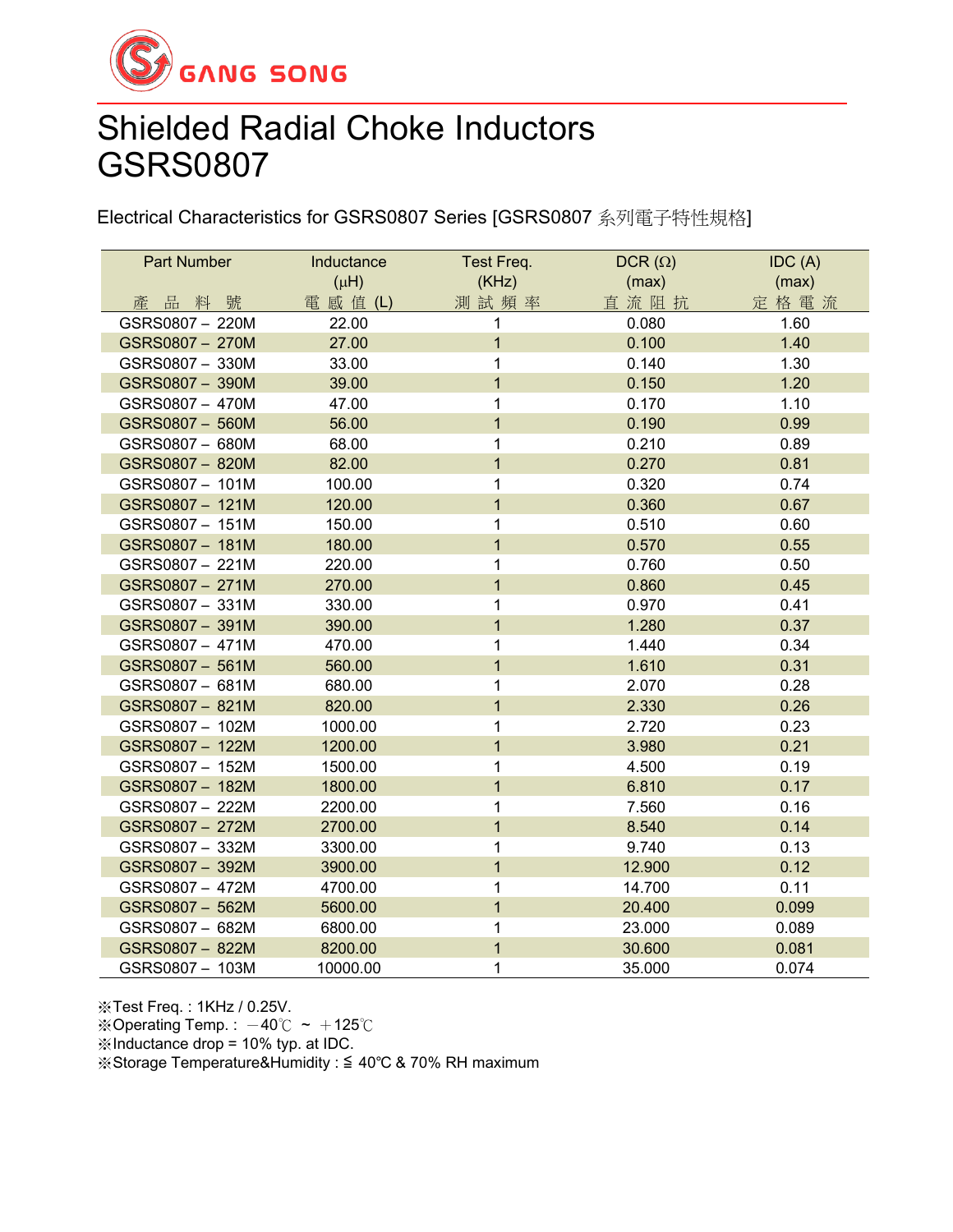# Shielded Radial Choke Inductors
# GSRS0807

Electrical Characteristics for GSRS0807 Series [GSRS0807 系列電子特性規格]

| Part Number<br>產 品 料 號 | Inductance<br>(μH)<br>電 感 值 (L) | Test Freq.<br>(KHz)<br>測 試 頻 率 | DCR (Ω)<br>(max)<br>直 流 阻 抗 | IDC (A)<br>(max)<br>定 格 電 流 |
|---|---|---|---|---|
| GSRS0807 – 220M | 22.00 | 1 | 0.080 | 1.60 |
| GSRS0807 – 270M | 27.00 | 1 | 0.100 | 1.40 |
| GSRS0807 – 330M | 33.00 | 1 | 0.140 | 1.30 |
| GSRS0807 – 390M | 39.00 | 1 | 0.150 | 1.20 |
| GSRS0807 – 470M | 47.00 | 1 | 0.170 | 1.10 |
| GSRS0807 – 560M | 56.00 | 1 | 0.190 | 0.99 |
| GSRS0807 – 680M | 68.00 | 1 | 0.210 | 0.89 |
| GSRS0807 – 820M | 82.00 | 1 | 0.270 | 0.81 |
| GSRS0807 – 101M | 100.00 | 1 | 0.320 | 0.74 |
| GSRS0807 – 121M | 120.00 | 1 | 0.360 | 0.67 |
| GSRS0807 – 151M | 150.00 | 1 | 0.510 | 0.60 |
| GSRS0807 – 181M | 180.00 | 1 | 0.570 | 0.55 |
| GSRS0807 – 221M | 220.00 | 1 | 0.760 | 0.50 |
| GSRS0807 – 271M | 270.00 | 1 | 0.860 | 0.45 |
| GSRS0807 – 331M | 330.00 | 1 | 0.970 | 0.41 |
| GSRS0807 – 391M | 390.00 | 1 | 1.280 | 0.37 |
| GSRS0807 – 471M | 470.00 | 1 | 1.440 | 0.34 |
| GSRS0807 – 561M | 560.00 | 1 | 1.610 | 0.31 |
| GSRS0807 – 681M | 680.00 | 1 | 2.070 | 0.28 |
| GSRS0807 – 821M | 820.00 | 1 | 2.330 | 0.26 |
| GSRS0807 – 102M | 1000.00 | 1 | 2.720 | 0.23 |
| GSRS0807 – 122M | 1200.00 | 1 | 3.980 | 0.21 |
| GSRS0807 – 152M | 1500.00 | 1 | 4.500 | 0.19 |
| GSRS0807 – 182M | 1800.00 | 1 | 6.810 | 0.17 |
| GSRS0807 – 222M | 2200.00 | 1 | 7.560 | 0.16 |
| GSRS0807 – 272M | 2700.00 | 1 | 8.540 | 0.14 |
| GSRS0807 – 332M | 3300.00 | 1 | 9.740 | 0.13 |
| GSRS0807 – 392M | 3900.00 | 1 | 12.900 | 0.12 |
| GSRS0807 – 472M | 4700.00 | 1 | 14.700 | 0.11 |
| GSRS0807 – 562M | 5600.00 | 1 | 20.400 | 0.099 |
| GSRS0807 – 682M | 6800.00 | 1 | 23.000 | 0.089 |
| GSRS0807 – 822M | 8200.00 | 1 | 30.600 | 0.081 |
| GSRS0807 – 103M | 10000.00 | 1 | 35.000 | 0.074 |

※Test Freq. : 1KHz / 0.25V.
※Operating Temp. : －40℃ ~ ＋125℃
※Inductance drop = 10% typ. at IDC.
※Storage Temperature&Humidity : ≦ 40℃ & 70% RH maximum